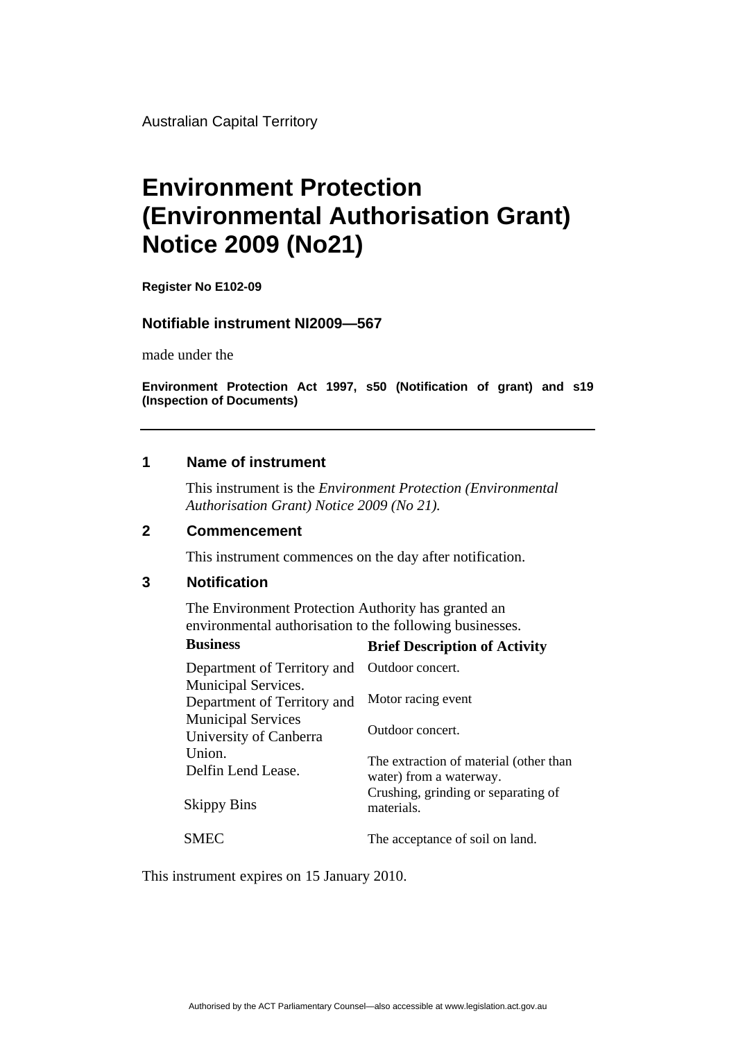Australian Capital Territory

# Environment Protection (Environmental Authorisation Grant) Notice 2009 (No21)

**Register No E102-09**

### Notifiable instrument NI2009—567

made under the

**Environment Protection Act 1997, s50 (Notification of grant) and s19 (Inspection of Documents)**

---

## 1 Name of instrument

This instrument is the *Environment Protection (Environmental Authorisation Grant) Notice 2009 (No 21).*

## 2 Commencement

This instrument commences on the day after notification.

## 3 Notification

The Environment Protection Authority has granted an environmental authorisation to the following businesses.

| Business | Brief Description of Activity |
|---|---|
| Department of Territory and Municipal Services. | Outdoor concert. |
| Department of Territory and Municipal Services | Motor racing event |
| University of Canberra Union. | Outdoor concert. |
| Delfin Lend Lease. | The extraction of material (other than water) from a waterway. |
| Skippy Bins | Crushing, grinding or separating of materials. |
| SMEC | The acceptance of soil on land. |

This instrument expires on 15 January 2010.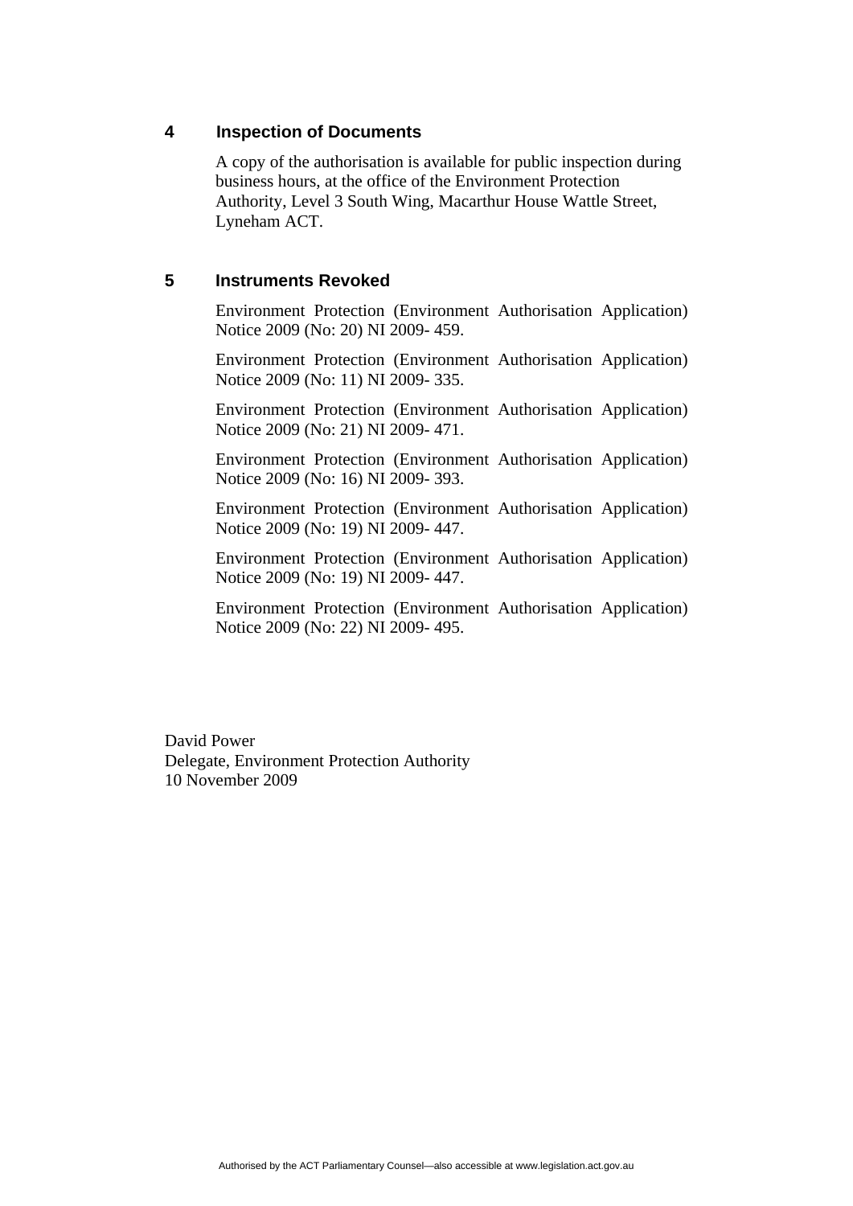## 4 Inspection of Documents

A copy of the authorisation is available for public inspection during business hours, at the office of the Environment Protection Authority, Level 3 South Wing, Macarthur House Wattle Street, Lyneham ACT.

## 5 Instruments Revoked

Environment Protection (Environment Authorisation Application) Notice 2009 (No: 20) NI 2009- 459.

Environment Protection (Environment Authorisation Application) Notice 2009 (No: 11) NI 2009- 335.

Environment Protection (Environment Authorisation Application) Notice 2009 (No: 21) NI 2009- 471.

Environment Protection (Environment Authorisation Application) Notice 2009 (No: 16) NI 2009- 393.

Environment Protection (Environment Authorisation Application) Notice 2009 (No: 19) NI 2009- 447.

Environment Protection (Environment Authorisation Application) Notice 2009 (No: 19) NI 2009- 447.

Environment Protection (Environment Authorisation Application) Notice 2009 (No: 22) NI 2009- 495.

David Power
Delegate, Environment Protection Authority
10 November 2009